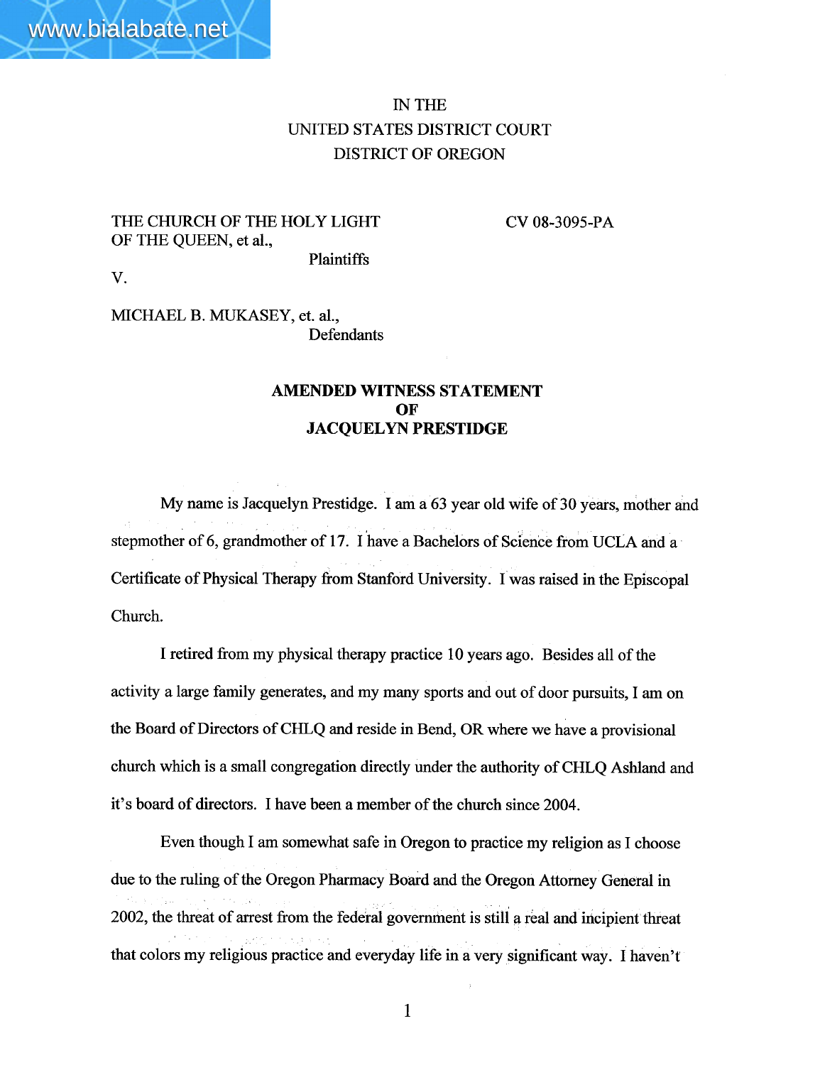IN THE
UNITED STATES DISTRICT COURT
DISTRICT OF OREGON

THE CHURCH OF THE HOLY LIGHT OF THE QUEEN, et al.,
Plaintiffs

CV 08-3095-PA

V.

MICHAEL B. MUKASEY, et. al.,
Defendants

**AMENDED WITNESS STATEMENT**
**OF**
**JACQUELYN PRESTIDGE**

My name is Jacquelyn Prestidge. I am a 63 year old wife of 30 years, mother and stepmother of 6, grandmother of 17. I have a Bachelors of Science from UCLA and a Certificate of Physical Therapy from Stanford University. I was raised in the Episcopal Church.

I retired from my physical therapy practice 10 years ago. Besides all of the activity a large family generates, and my many sports and out of door pursuits, I am on the Board of Directors of CHLQ and reside in Bend, OR where we have a provisional church which is a small congregation directly under the authority of CHLQ Ashland and it's board of directors. I have been a member of the church since 2004.

Even though I am somewhat safe in Oregon to practice my religion as I choose due to the ruling of the Oregon Pharmacy Board and the Oregon Attorney General in 2002, the threat of arrest from the federal government is still a real and incipient threat that colors my religious practice and everyday life in a very significant way. I haven't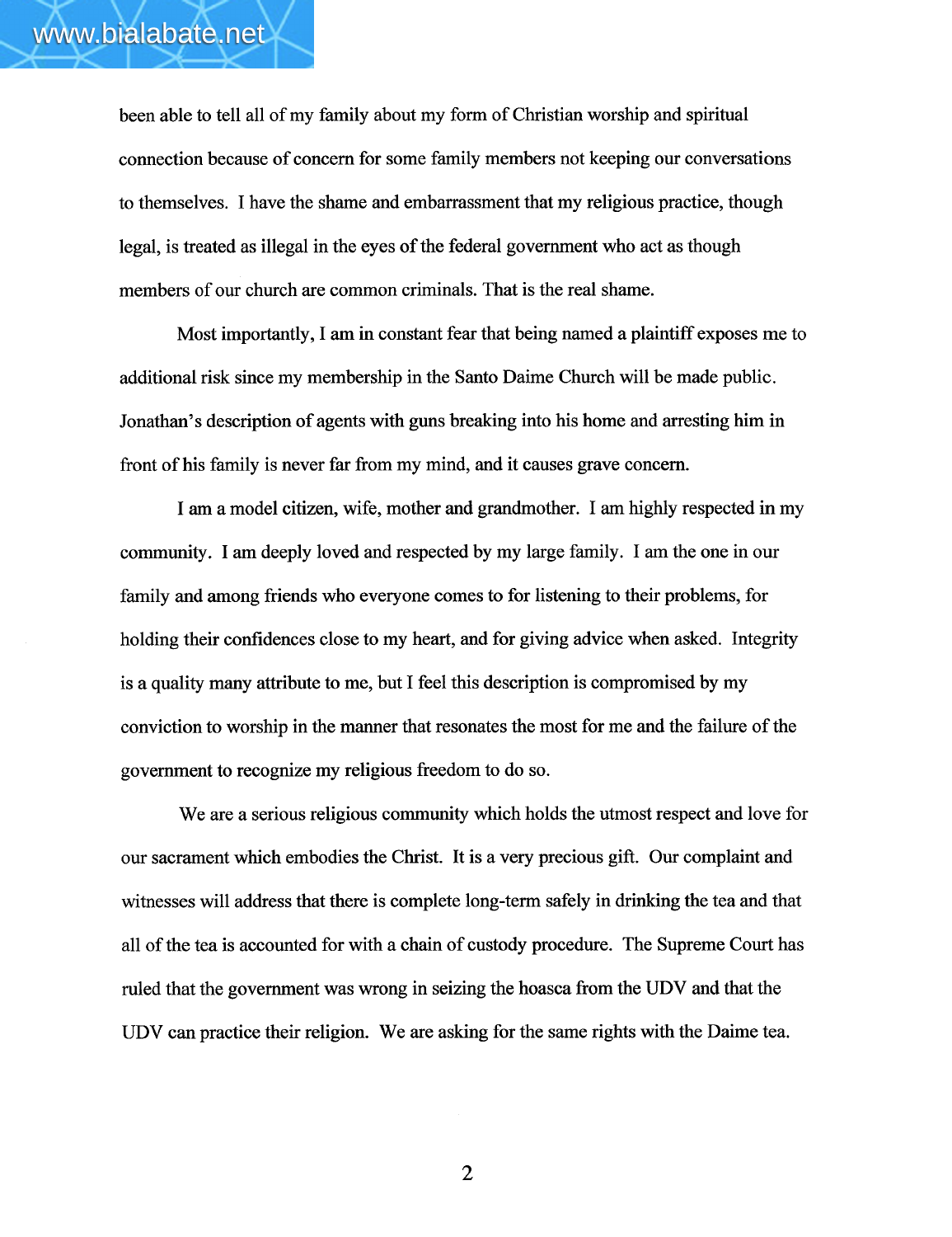been able to tell all of my family about my form of Christian worship and spiritual connection because of concern for some family members not keeping our conversations to themselves. I have the shame and embarrassment that my religious practice, though legal, is treated as illegal in the eyes of the federal government who act as though members of our church are common criminals. That is the real shame.

Most importantly, I am in constant fear that being named a plaintiff exposes me to additional risk since my membership in the Santo Daime Church will be made public. Jonathan's description of agents with guns breaking into his home and arresting him in front of his family is never far from my mind, and it causes grave concern.

I am a model citizen, wife, mother and grandmother. I am highly respected in my community. I am deeply loved and respected by my large family. I am the one in our family and among friends who everyone comes to for listening to their problems, for holding their confidences close to my heart, and for giving advice when asked. Integrity is a quality many attribute to me, but I feel this description is compromised by my conviction to worship in the manner that resonates the most for me and the failure of the government to recognize my religious freedom to do so.

We are a serious religious community which holds the utmost respect and love for our sacrament which embodies the Christ. It is a very precious gift. Our complaint and witnesses will address that there is complete long-term safely in drinking the tea and that all of the tea is accounted for with a chain of custody procedure. The Supreme Court has ruled that the government was wrong in seizing the hoasca from the UDV and that the UDV can practice their religion. We are asking for the same rights with the Daime tea.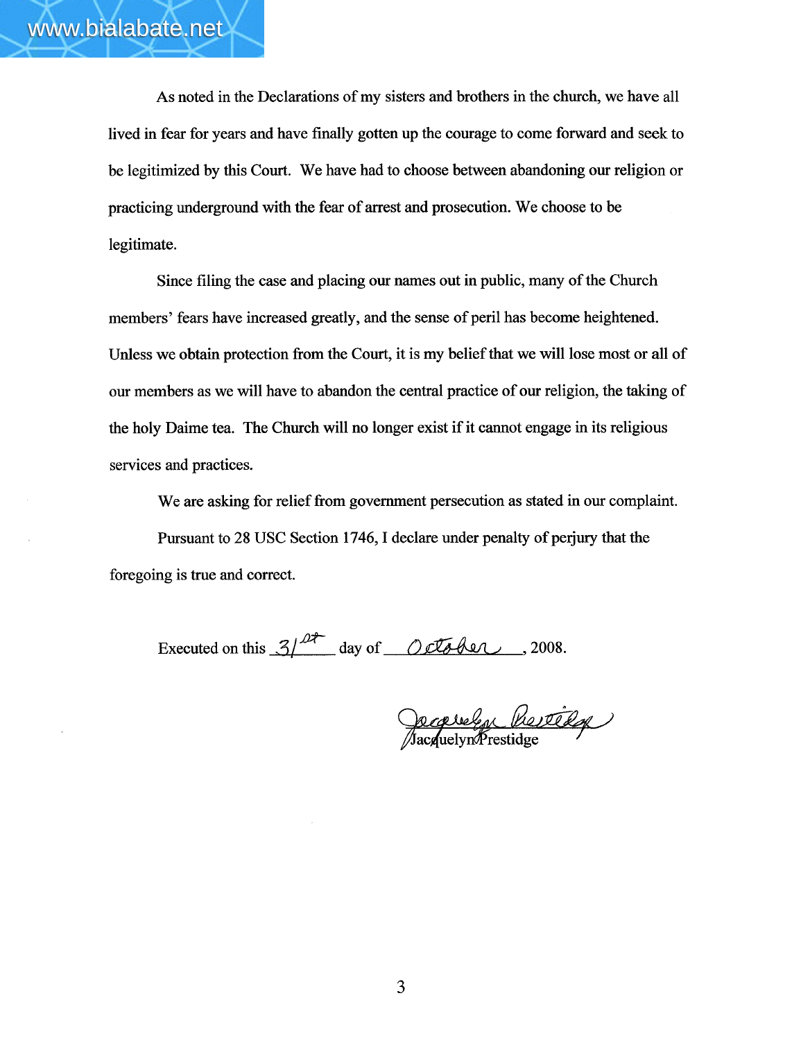As noted in the Declarations of my sisters and brothers in the church, we have all lived in fear for years and have finally gotten up the courage to come forward and seek to be legitimized by this Court. We have had to choose between abandoning our religion or practicing underground with the fear of arrest and prosecution. We choose to be legitimate.

Since filing the case and placing our names out in public, many of the Church members' fears have increased greatly, and the sense of peril has become heightened. Unless we obtain protection from the Court, it is my belief that we will lose most or all of our members as we will have to abandon the central practice of our religion, the taking of the holy Daime tea. The Church will no longer exist if it cannot engage in its religious services and practices.

We are asking for relief from government persecution as stated in our complaint.

Pursuant to 28 USC Section 1746, I declare under penalty of perjury that the foregoing is true and correct.

Executed on this 31st day of October, 2008.

Jacquelyn Prestidge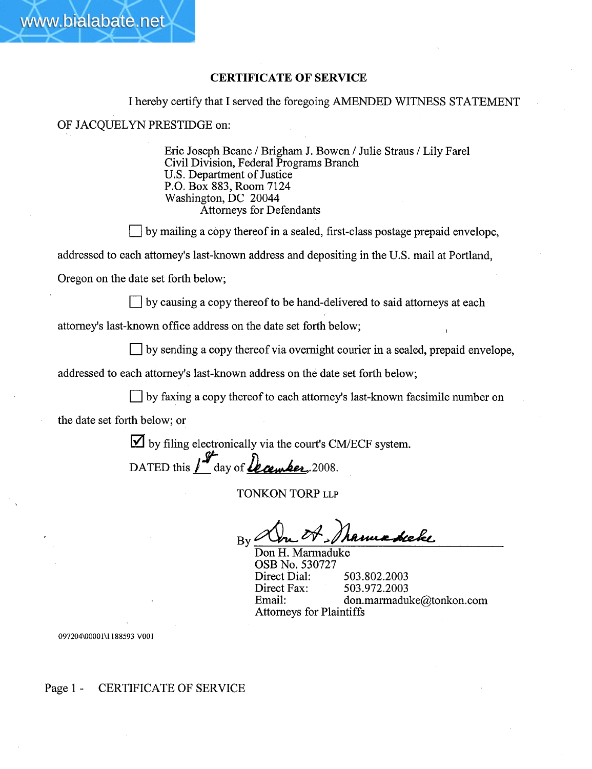## CERTIFICATE OF SERVICE

I hereby certify that I served the foregoing AMENDED WITNESS STATEMENT OF JACQUELYN PRESTIDGE on:

Eric Joseph Beane / Brigham J. Bowen / Julie Straus / Lily Farel
Civil Division, Federal Programs Branch
U.S. Department of Justice
P.O. Box 883, Room 7124
Washington, DC 20044
Attorneys for Defendants

☐ by mailing a copy thereof in a sealed, first-class postage prepaid envelope, addressed to each attorney's last-known address and depositing in the U.S. mail at Portland, Oregon on the date set forth below;

☐ by causing a copy thereof to be hand-delivered to said attorneys at each attorney's last-known office address on the date set forth below;

☐ by sending a copy thereof via overnight courier in a sealed, prepaid envelope, addressed to each attorney's last-known address on the date set forth below;

☐ by faxing a copy thereof to each attorney's last-known facsimile number on the date set forth below; or

☑ by filing electronically via the court's CM/ECF system.

DATED this 1st day of December, 2008.

TONKON TORP LLP

By [signature]
Don H. Marmaduke
OSB No. 530727
Direct Dial: 503.802.2003
Direct Fax: 503.972.2003
Email: don.marmaduke@tonkon.com
Attorneys for Plaintiffs

097204\00001\1188593 V001

Page 1 - CERTIFICATE OF SERVICE